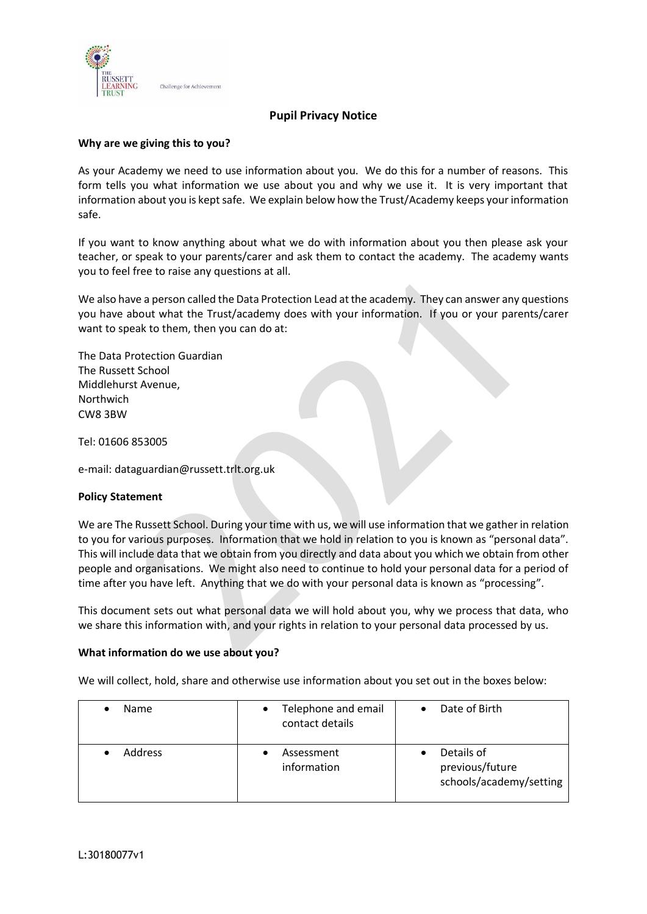# Pupil Privacy Notice

**Why are we giving this to you?**

As your Academy we need to use information about you. We do this for a number of reasons. This form tells you what information we use about you and why we use it. It is very important that information about you is kept safe. We explain below how the Trust/Academy keeps your information safe.

If you want to know anything about what we do with information about you then please ask your teacher, or speak to your parents/carer and ask them to contact the academy. The academy wants you to feel free to raise any questions at all.

We also have a person called the Data Protection Lead at the academy. They can answer any questions you have about what the Trust/academy does with your information. If you or your parents/carer want to speak to them, then you can do at:

The Data Protection Guardian
The Russett School
Middlehurst Avenue,
Northwich
CW8 3BW

Tel: 01606 853005

e-mail: dataguardian@russett.trlt.org.uk

**Policy Statement**

We are The Russett School. During your time with us, we will use information that we gather in relation to you for various purposes. Information that we hold in relation to you is known as "personal data". This will include data that we obtain from you directly and data about you which we obtain from other people and organisations. We might also need to continue to hold your personal data for a period of time after you have left. Anything that we do with your personal data is known as "processing".

This document sets out what personal data we will hold about you, why we process that data, who we share this information with, and your rights in relation to your personal data processed by us.

**What information do we use about you?**

We will collect, hold, share and otherwise use information about you set out in the boxes below:

| | | |
|---|---|---|
| • Name | • Telephone and email contact details | • Date of Birth |
| • Address | • Assessment information | • Details of previous/future schools/academy/setting |

L:30180077v1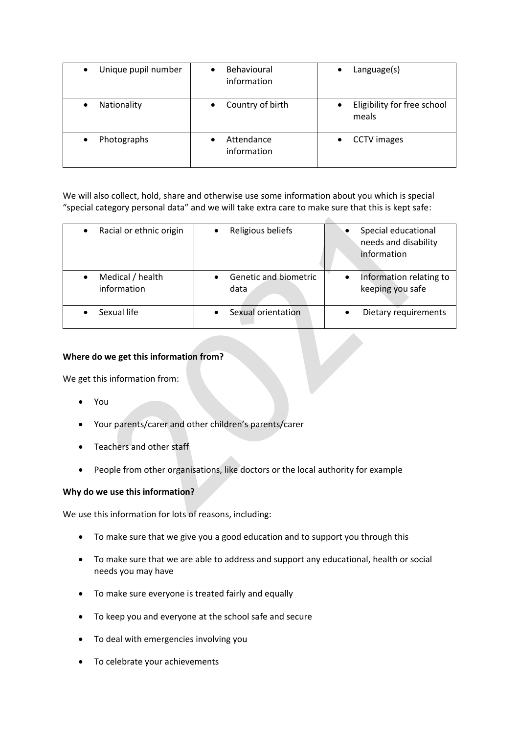| Unique pupil number | Behavioural information | Language(s) |
|---|---|---|
| Nationality | Country of birth | Eligibility for free school meals |
| Photographs | Attendance information | CCTV images |

We will also collect, hold, share and otherwise use some information about you which is special "special category personal data" and we will take extra care to make sure that this is kept safe:

| Racial or ethnic origin | Religious beliefs | Special educational needs and disability information |
|---|---|---|
| Medical / health information | Genetic and biometric data | Information relating to keeping you safe |
| Sexual life | Sexual orientation | Dietary requirements |

**Where do we get this information from?**

We get this information from:

- You
- Your parents/carer and other children's parents/carer
- Teachers and other staff
- People from other organisations, like doctors or the local authority for example

**Why do we use this information?**

We use this information for lots of reasons, including:

- To make sure that we give you a good education and to support you through this
- To make sure that we are able to address and support any educational, health or social needs you may have
- To make sure everyone is treated fairly and equally
- To keep you and everyone at the school safe and secure
- To deal with emergencies involving you
- To celebrate your achievements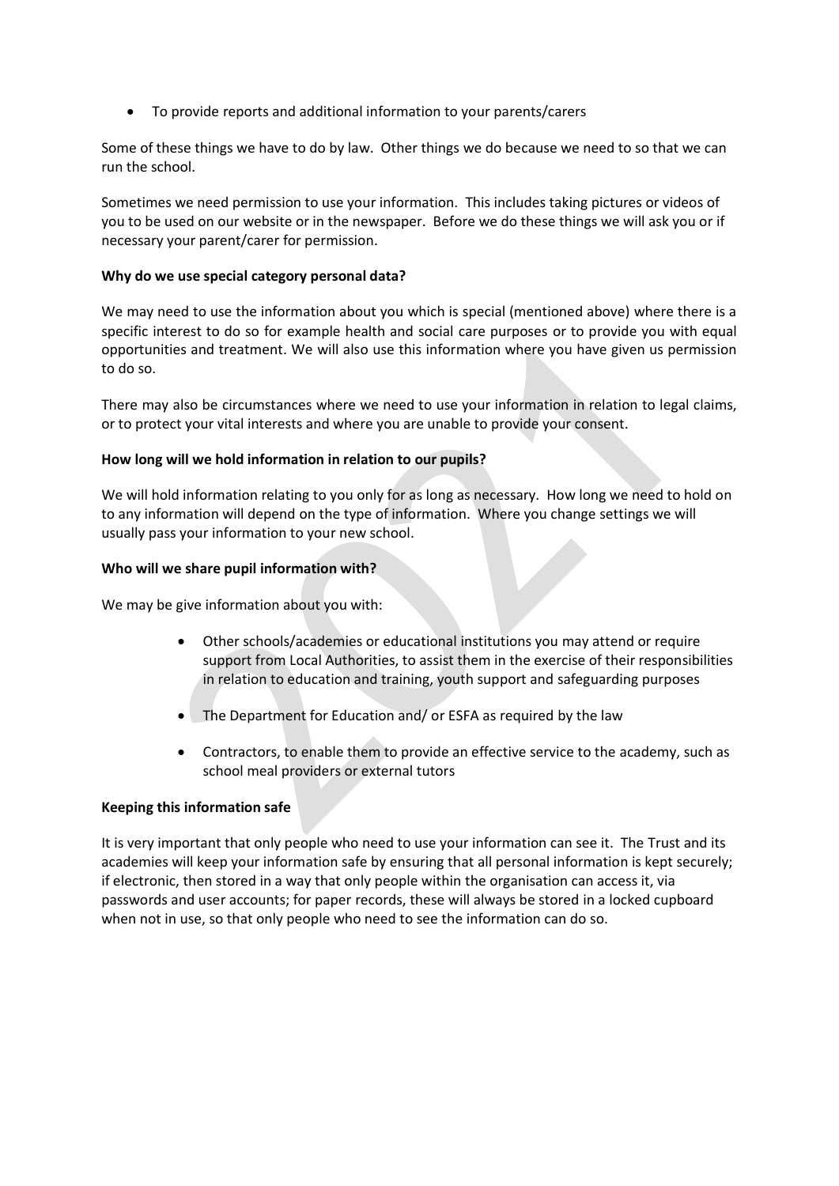- To provide reports and additional information to your parents/carers

Some of these things we have to do by law. Other things we do because we need to so that we can run the school.

Sometimes we need permission to use your information. This includes taking pictures or videos of you to be used on our website or in the newspaper. Before we do these things we will ask you or if necessary your parent/carer for permission.

**Why do we use special category personal data?**

We may need to use the information about you which is special (mentioned above) where there is a specific interest to do so for example health and social care purposes or to provide you with equal opportunities and treatment. We will also use this information where you have given us permission to do so.

There may also be circumstances where we need to use your information in relation to legal claims, or to protect your vital interests and where you are unable to provide your consent.

**How long will we hold information in relation to our pupils?**

We will hold information relating to you only for as long as necessary. How long we need to hold on to any information will depend on the type of information. Where you change settings we will usually pass your information to your new school.

**Who will we share pupil information with?**

We may be give information about you with:

- Other schools/academies or educational institutions you may attend or require support from Local Authorities, to assist them in the exercise of their responsibilities in relation to education and training, youth support and safeguarding purposes
- The Department for Education and/ or ESFA as required by the law
- Contractors, to enable them to provide an effective service to the academy, such as school meal providers or external tutors

**Keeping this information safe**

It is very important that only people who need to use your information can see it. The Trust and its academies will keep your information safe by ensuring that all personal information is kept securely; if electronic, then stored in a way that only people within the organisation can access it, via passwords and user accounts; for paper records, these will always be stored in a locked cupboard when not in use, so that only people who need to see the information can do so.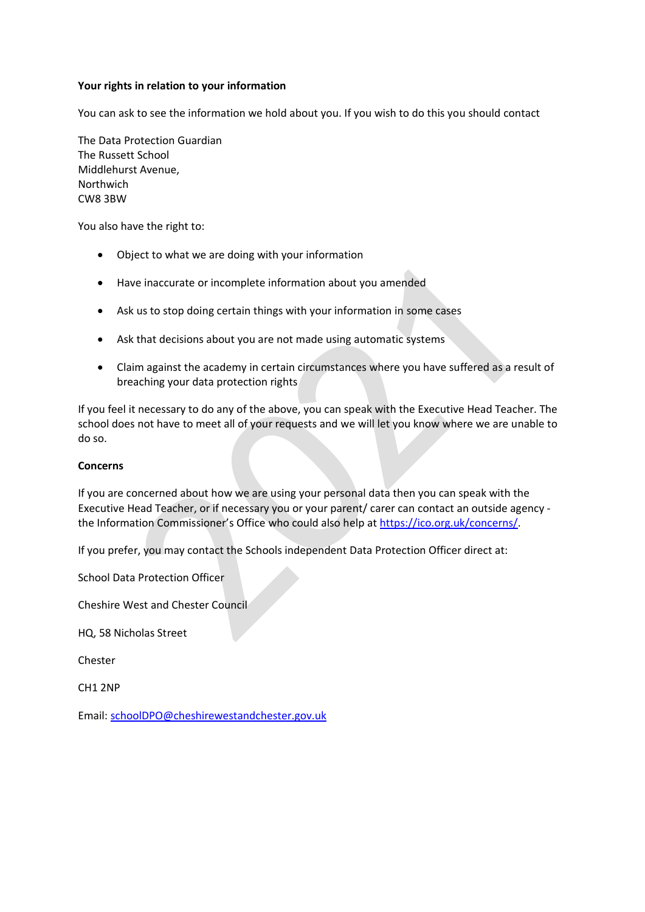**Your rights in relation to your information**

You can ask to see the information we hold about you. If you wish to do this you should contact

The Data Protection Guardian
The Russett School
Middlehurst Avenue,
Northwich
CW8 3BW

You also have the right to:

- Object to what we are doing with your information
- Have inaccurate or incomplete information about you amended
- Ask us to stop doing certain things with your information in some cases
- Ask that decisions about you are not made using automatic systems
- Claim against the academy in certain circumstances where you have suffered as a result of breaching your data protection rights

If you feel it necessary to do any of the above, you can speak with the Executive Head Teacher. The school does not have to meet all of your requests and we will let you know where we are unable to do so.

**Concerns**

If you are concerned about how we are using your personal data then you can speak with the Executive Head Teacher, or if necessary you or your parent/ carer can contact an outside agency - the Information Commissioner's Office who could also help at https://ico.org.uk/concerns/.

If you prefer, you may contact the Schools independent Data Protection Officer direct at:

School Data Protection Officer

Cheshire West and Chester Council

HQ, 58 Nicholas Street

Chester

CH1 2NP

Email: schoolDPO@cheshirewestandchester.gov.uk